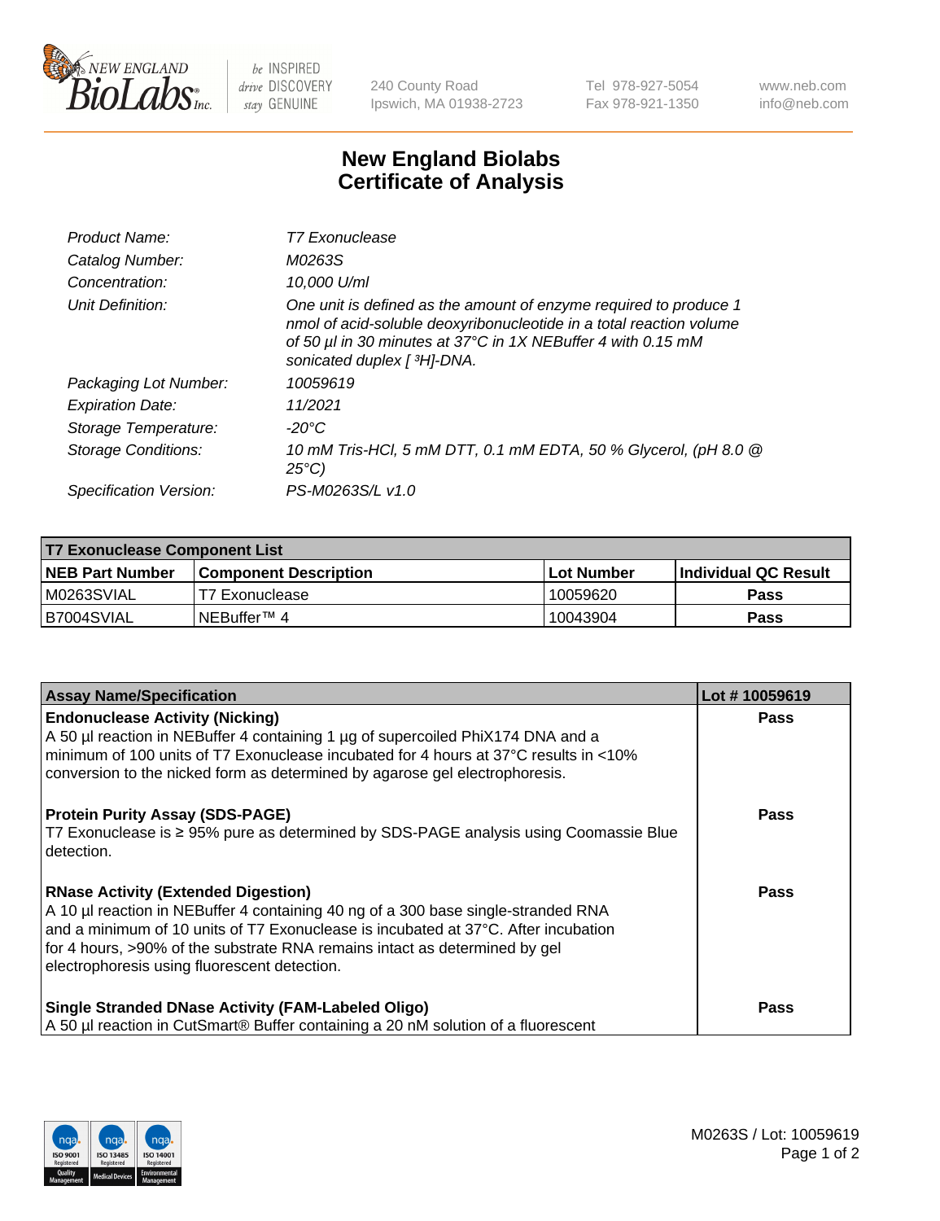# New England Biolabs Certificate of Analysis

| | |
|---|---|
| *Product Name:* | *T7 Exonuclease* |
| *Catalog Number:* | *M0263S* |
| *Concentration:* | *10,000 U/ml* |
| *Unit Definition:* | *One unit is defined as the amount of enzyme required to produce 1 nmol of acid-soluble deoxyribonucleotide in a total reaction volume of 50 µl in 30 minutes at 37°C in 1X NEBuffer 4 with 0.15 mM sonicated duplex [ $^3$H]-DNA.* |
| *Packaging Lot Number:* | *10059619* |
| *Expiration Date:* | *11/2021* |
| *Storage Temperature:* | *-20°C* |
| *Storage Conditions:* | *10 mM Tris-HCl, 5 mM DTT, 0.1 mM EDTA, 50 % Glycerol, (pH 8.0 @ 25°C)* |
| *Specification Version:* | *PS-M0263S/L v1.0* |

| T7 Exonuclease Component List | | | |
|---|---|---|---|
| **NEB Part Number** | **Component Description** | **Lot Number** | **Individual QC Result** |
| M0263SVIAL | T7 Exonuclease | 10059620 | **Pass** |
| B7004SVIAL | NEBuffer™ 4 | 10043904 | **Pass** |

| Assay Name/Specification | Lot # 10059619 |
|---|---|
| **Endonuclease Activity (Nicking)**<br>A 50 µl reaction in NEBuffer 4 containing 1 µg of supercoiled PhiX174 DNA and a minimum of 100 units of T7 Exonuclease incubated for 4 hours at 37°C results in <10% conversion to the nicked form as determined by agarose gel electrophoresis. | **Pass** |
| **Protein Purity Assay (SDS-PAGE)**<br>T7 Exonuclease is ≥ 95% pure as determined by SDS-PAGE analysis using Coomassie Blue detection. | **Pass** |
| **RNase Activity (Extended Digestion)**<br>A 10 µl reaction in NEBuffer 4 containing 40 ng of a 300 base single-stranded RNA and a minimum of 10 units of T7 Exonuclease is incubated at 37°C. After incubation for 4 hours, >90% of the substrate RNA remains intact as determined by gel electrophoresis using fluorescent detection. | **Pass** |
| **Single Stranded DNase Activity (FAM-Labeled Oligo)**<br>A 50 µl reaction in CutSmart® Buffer containing a 20 nM solution of a fluorescent | **Pass** |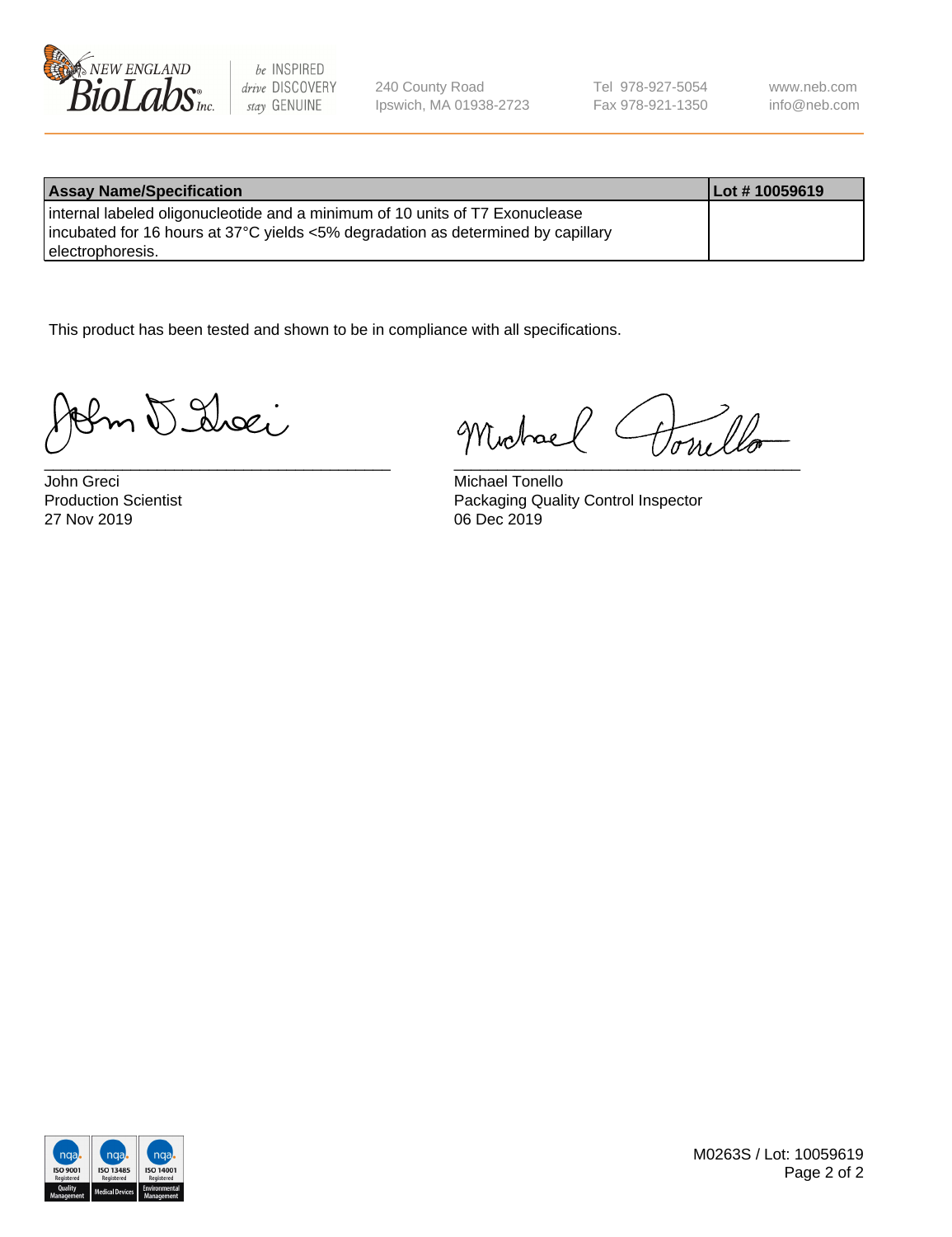| Assay Name/Specification | Lot # 10059619 |
|---|---|
| internal labeled oligonucleotide and a minimum of 10 units of T7 Exonuclease incubated for 16 hours at 37°C yields <5% degradation as determined by capillary electrophoresis. | |

This product has been tested and shown to be in compliance with all specifications.

John Greci
Production Scientist
27 Nov 2019

Michael Tonello
Packaging Quality Control Inspector
06 Dec 2019

M0263S / Lot: 10059619